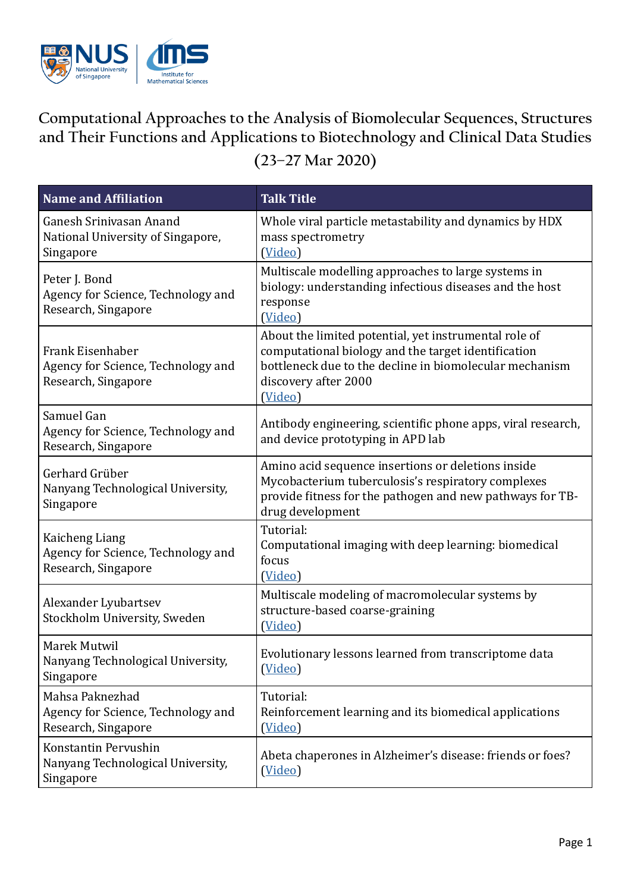# Computational Approaches to the Analysis of Biomolecular Sequences, Structures and Their Functions and Applications to Biotechnology and Clinical Data Studies

## (23–27 Mar 2020)

| Name and Affiliation | Talk Title |
|---|---|
| Ganesh Srinivasan Anand<br>National University of Singapore, Singapore | Whole viral particle metastability and dynamics by HDX mass spectrometry<br>(Video) |
| Peter J. Bond<br>Agency for Science, Technology and Research, Singapore | Multiscale modelling approaches to large systems in biology: understanding infectious diseases and the host response<br>(Video) |
| Frank Eisenhaber<br>Agency for Science, Technology and Research, Singapore | About the limited potential, yet instrumental role of computational biology and the target identification bottleneck due to the decline in biomolecular mechanism discovery after 2000<br>(Video) |
| Samuel Gan<br>Agency for Science, Technology and Research, Singapore | Antibody engineering, scientific phone apps, viral research, and device prototyping in APD lab |
| Gerhard Grüber<br>Nanyang Technological University, Singapore | Amino acid sequence insertions or deletions inside Mycobacterium tuberculosis's respiratory complexes provide fitness for the pathogen and new pathways for TB-drug development |
| Kaicheng Liang<br>Agency for Science, Technology and Research, Singapore | Tutorial:<br>Computational imaging with deep learning: biomedical focus<br>(Video) |
| Alexander Lyubartsev<br>Stockholm University, Sweden | Multiscale modeling of macromolecular systems by structure-based coarse-graining<br>(Video) |
| Marek Mutwil<br>Nanyang Technological University, Singapore | Evolutionary lessons learned from transcriptome data<br>(Video) |
| Mahsa Paknezhad<br>Agency for Science, Technology and Research, Singapore | Tutorial:<br>Reinforcement learning and its biomedical applications<br>(Video) |
| Konstantin Pervushin<br>Nanyang Technological University, Singapore | Abeta chaperones in Alzheimer's disease: friends or foes?<br>(Video) |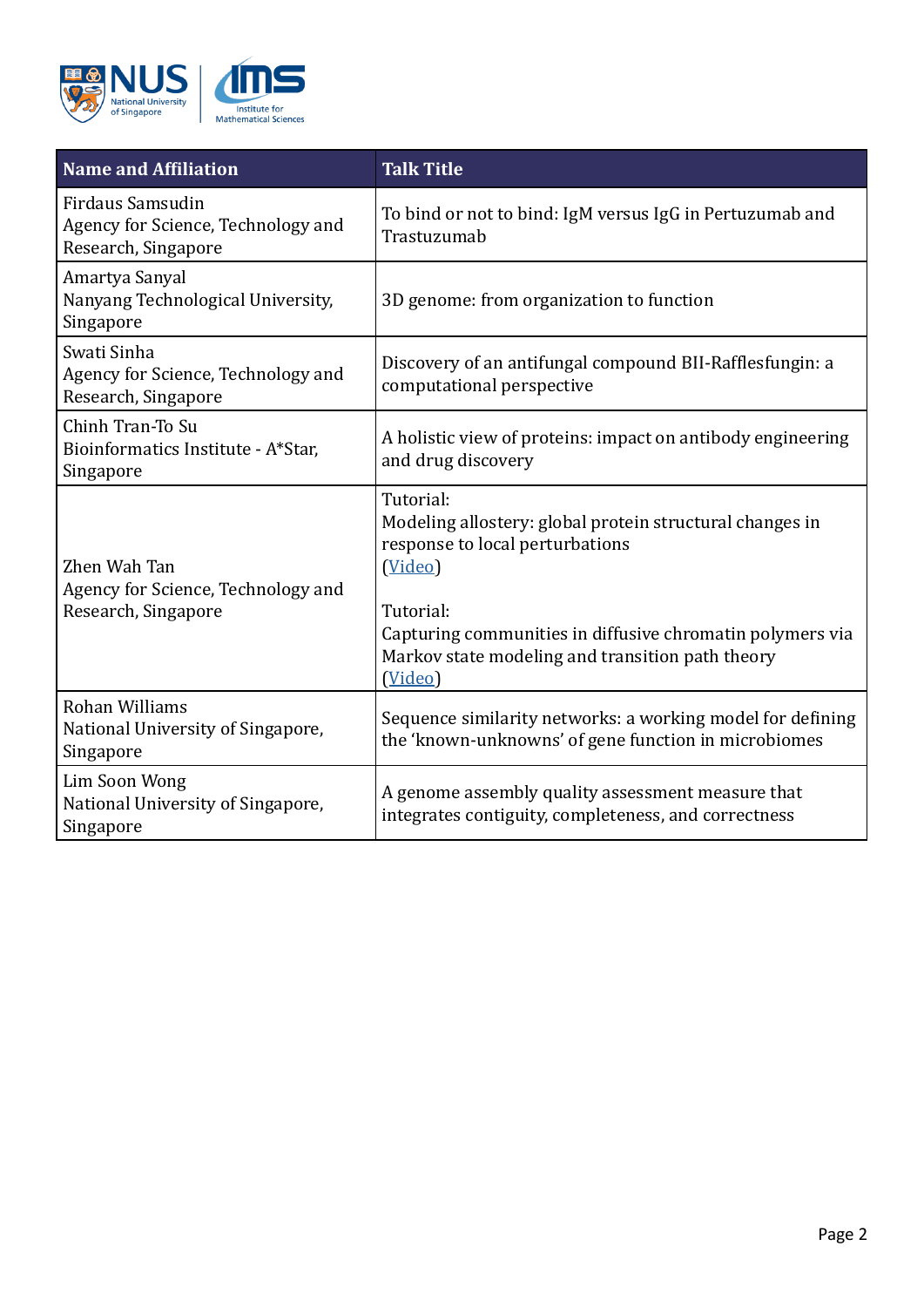| Name and Affiliation | Talk Title |
|---|---|
| Firdaus Samsudin<br>Agency for Science, Technology and Research, Singapore | To bind or not to bind: IgM versus IgG in Pertuzumab and Trastuzumab |
| Amartya Sanyal<br>Nanyang Technological University, Singapore | 3D genome: from organization to function |
| Swati Sinha<br>Agency for Science, Technology and Research, Singapore | Discovery of an antifungal compound BII-Rafflesfungin: a computational perspective |
| Chinh Tran-To Su<br>Bioinformatics Institute - A*Star, Singapore | A holistic view of proteins: impact on antibody engineering and drug discovery |
| Zhen Wah Tan<br>Agency for Science, Technology and Research, Singapore | Tutorial:<br>Modeling allostery: global protein structural changes in response to local perturbations<br>(Video)<br><br>Tutorial:<br>Capturing communities in diffusive chromatin polymers via Markov state modeling and transition path theory<br>(Video) |
| Rohan Williams<br>National University of Singapore, Singapore | Sequence similarity networks: a working model for defining the 'known-unknowns' of gene function in microbiomes |
| Lim Soon Wong<br>National University of Singapore, Singapore | A genome assembly quality assessment measure that integrates contiguity, completeness, and correctness |